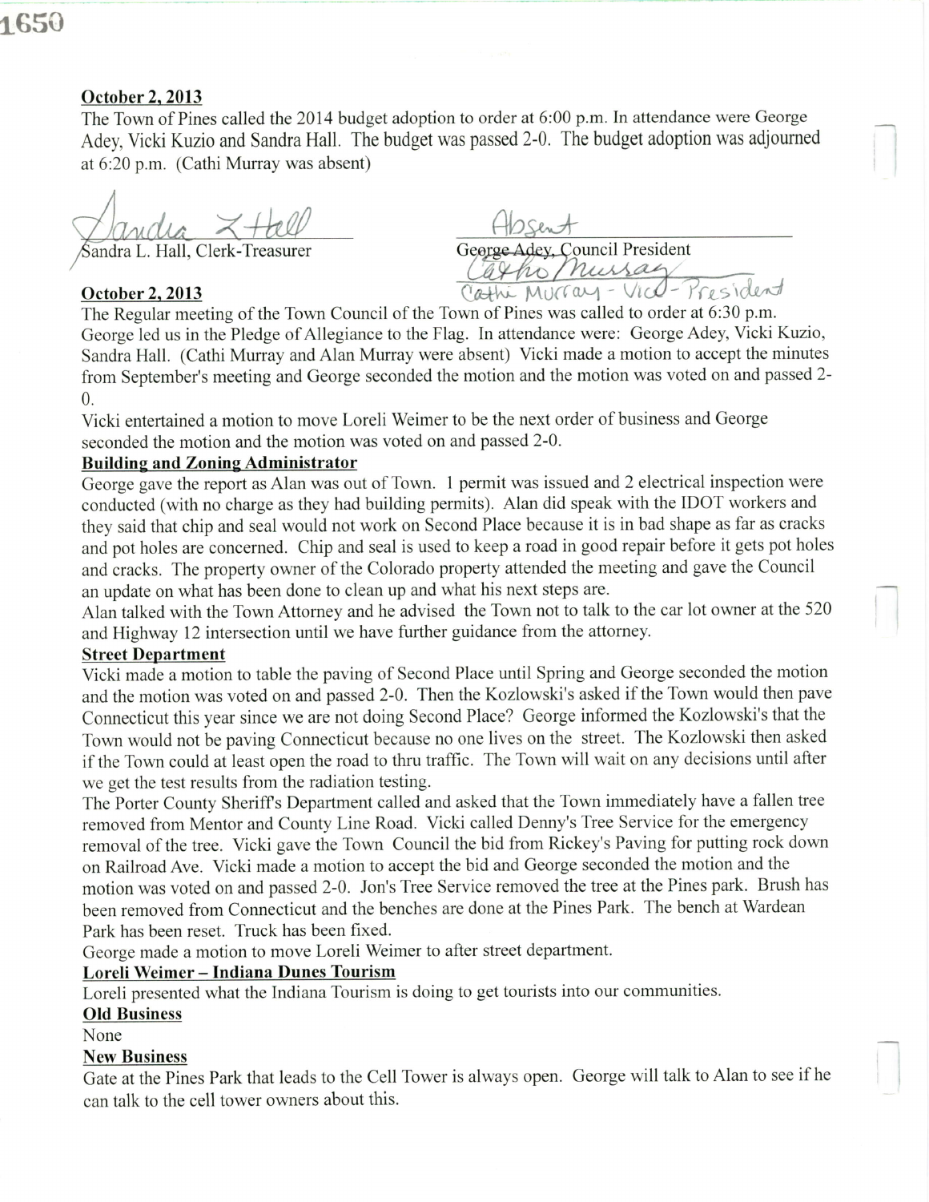**October 2, 2013**

The Town of Pines called the 2014 budget adoption to order at 6:00 p.m. In attendance were George Adey, Vicki Kuzio and Sandra Hall. The budget was passed 2-0. The budget adoption was adjourned at 6:20 p.m. (Cathi Murray was absent)

Sandra L. Hall, Clerk-Treasurer

Absent
~~George Adey,~~ Council President
Cathi Murray
Cathi Murray - Vice - President

**October 2, 2013**

The Regular meeting of the Town Council of the Town of Pines was called to order at 6:30 p.m. George led us in the Pledge of Allegiance to the Flag. In attendance were: George Adey, Vicki Kuzio, Sandra Hall. (Cathi Murray and Alan Murray were absent) Vicki made a motion to accept the minutes from September's meeting and George seconded the motion and the motion was voted on and passed 2-0.

Vicki entertained a motion to move Loreli Weimer to be the next order of business and George seconded the motion and the motion was voted on and passed 2-0.

**Building and Zoning Administrator**

George gave the report as Alan was out of Town. 1 permit was issued and 2 electrical inspection were conducted (with no charge as they had building permits). Alan did speak with the IDOT workers and they said that chip and seal would not work on Second Place because it is in bad shape as far as cracks and pot holes are concerned. Chip and seal is used to keep a road in good repair before it gets pot holes and cracks. The property owner of the Colorado property attended the meeting and gave the Council an update on what has been done to clean up and what his next steps are.

Alan talked with the Town Attorney and he advised the Town not to talk to the car lot owner at the 520 and Highway 12 intersection until we have further guidance from the attorney.

**Street Department**

Vicki made a motion to table the paving of Second Place until Spring and George seconded the motion and the motion was voted on and passed 2-0. Then the Kozlowski's asked if the Town would then pave Connecticut this year since we are not doing Second Place? George informed the Kozlowski's that the Town would not be paving Connecticut because no one lives on the street. The Kozlowski then asked if the Town could at least open the road to thru traffic. The Town will wait on any decisions until after we get the test results from the radiation testing.

The Porter County Sheriff's Department called and asked that the Town immediately have a fallen tree removed from Mentor and County Line Road. Vicki called Denny's Tree Service for the emergency removal of the tree. Vicki gave the Town Council the bid from Rickey's Paving for putting rock down on Railroad Ave. Vicki made a motion to accept the bid and George seconded the motion and the motion was voted on and passed 2-0. Jon's Tree Service removed the tree at the Pines park. Brush has been removed from Connecticut and the benches are done at the Pines Park. The bench at Wardean Park has been reset. Truck has been fixed.

George made a motion to move Loreli Weimer to after street department.

**Loreli Weimer – Indiana Dunes Tourism**

Loreli presented what the Indiana Tourism is doing to get tourists into our communities.

**Old Business**

None

**New Business**

Gate at the Pines Park that leads to the Cell Tower is always open. George will talk to Alan to see if he can talk to the cell tower owners about this.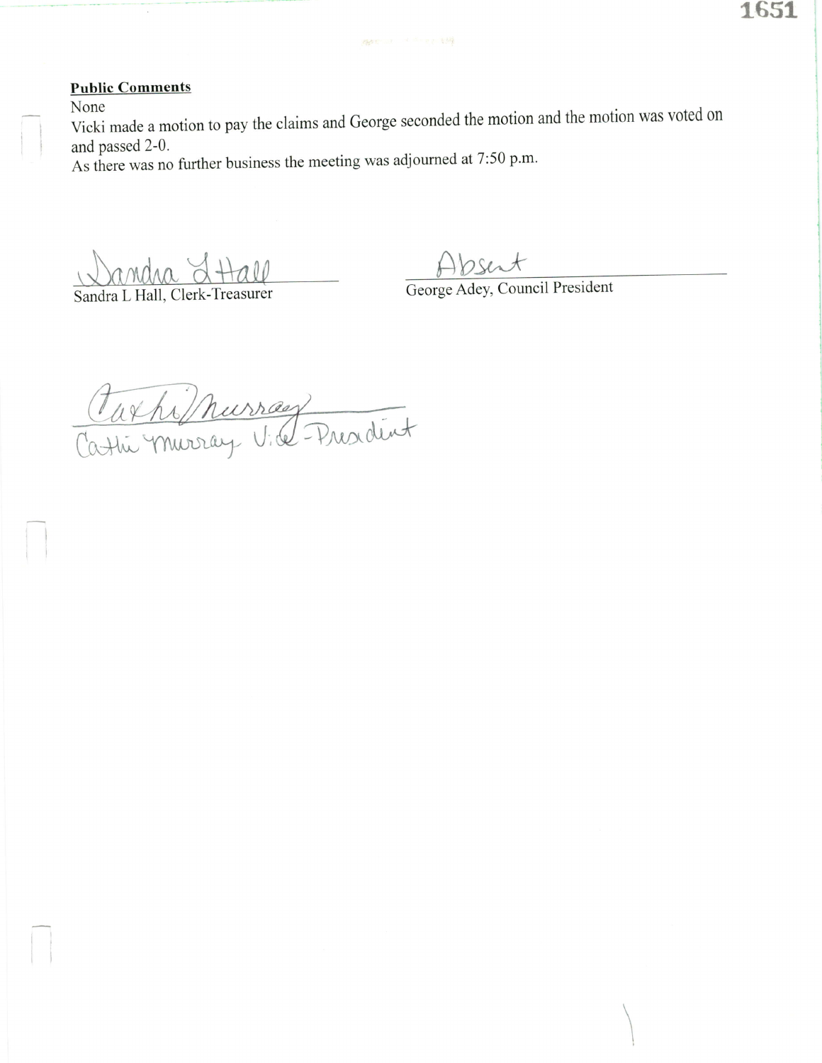**Public Comments**

None

Vicki made a motion to pay the claims and George seconded the motion and the motion was voted on and passed 2-0.

As there was no further business the meeting was adjourned at 7:50 p.m.

Sandra L Hall
Sandra L Hall, Clerk-Treasurer

Absent
George Adey, Council President

Cathi Murray
Cathi Murray Vice-President